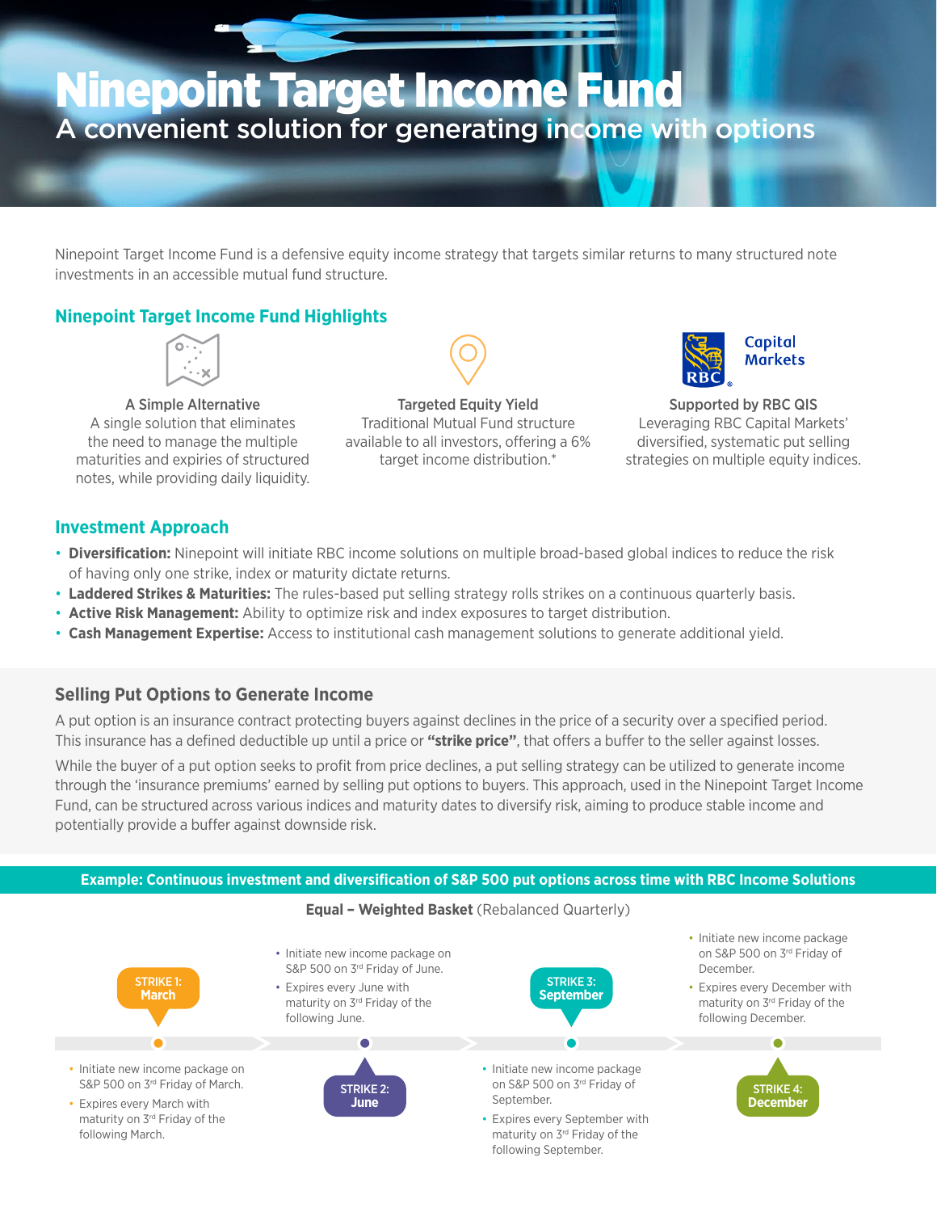# Ninepoint Target Income Fund

## A convenient solution for generating income with options

Ninepoint Target Income Fund is a defensive equity income strategy that targets similar returns to many structured note investments in an accessible mutual fund structure.

## Ninepoint Target Income Fund Highlights

**A Simple Alternative**
A single solution that eliminates the need to manage the multiple maturities and expiries of structured notes, while providing daily liquidity.

**Targeted Equity Yield**
Traditional Mutual Fund structure available to all investors, offering a 6% target income distribution.*

RBC Capital Markets

**Supported by RBC QIS**
Leveraging RBC Capital Markets' diversified, systematic put selling strategies on multiple equity indices.

## Investment Approach

- **Diversification:** Ninepoint will initiate RBC income solutions on multiple broad-based global indices to reduce the risk of having only one strike, index or maturity dictate returns.
- **Laddered Strikes & Maturities:** The rules-based put selling strategy rolls strikes on a continuous quarterly basis.
- **Active Risk Management:** Ability to optimize risk and index exposures to target distribution.
- **Cash Management Expertise:** Access to institutional cash management solutions to generate additional yield.

## Selling Put Options to Generate Income

A put option is an insurance contract protecting buyers against declines in the price of a security over a specified period. This insurance has a defined deductible up until a price or **"strike price"**, that offers a buffer to the seller against losses.

While the buyer of a put option seeks to profit from price declines, a put selling strategy can be utilized to generate income through the 'insurance premiums' earned by selling put options to buyers. This approach, used in the Ninepoint Target Income Fund, can be structured across various indices and maturity dates to diversify risk, aiming to produce stable income and potentially provide a buffer against downside risk.

### Example: Continuous investment and diversification of S&P 500 put options across time with RBC Income Solutions

**Equal – Weighted Basket** (Rebalanced Quarterly)

**STRIKE 1: March**
- Initiate new income package on S&P 500 on 3rd Friday of March.
- Expires every March with maturity on 3rd Friday of the following March.

**STRIKE 2: June**
- Initiate new income package on S&P 500 on 3rd Friday of June.
- Expires every June with maturity on 3rd Friday of the following June.

**STRIKE 3: September**
- Initiate new income package on S&P 500 on 3rd Friday of September.
- Expires every September with maturity on 3rd Friday of the following September.

**STRIKE 4: December**
- Initiate new income package on S&P 500 on 3rd Friday of December.
- Expires every December with maturity on 3rd Friday of the following December.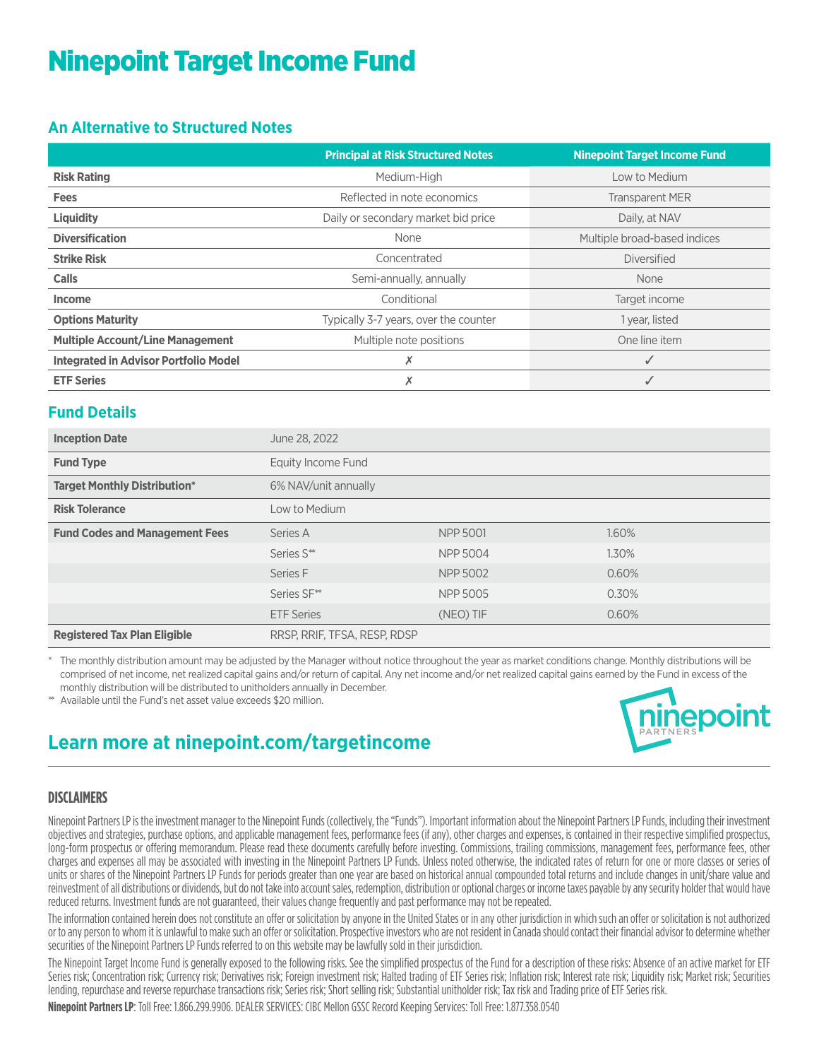# Ninepoint Target Income Fund

## An Alternative to Structured Notes

| | Principal at Risk Structured Notes | Ninepoint Target Income Fund |
|---|---|---|
| **Risk Rating** | Medium-High | Low to Medium |
| **Fees** | Reflected in note economics | Transparent MER |
| **Liquidity** | Daily or secondary market bid price | Daily, at NAV |
| **Diversification** | None | Multiple broad-based indices |
| **Strike Risk** | Concentrated | Diversified |
| **Calls** | Semi-annually, annually | None |
| **Income** | Conditional | Target income |
| **Options Maturity** | Typically 3-7 years, over the counter | 1 year, listed |
| **Multiple Account/Line Management** | Multiple note positions | One line item |
| **Integrated in Advisor Portfolio Model** | ✗ | ✓ |
| **ETF Series** | ✗ | ✓ |

## Fund Details

| | | | |
|---|---|---|---|
| **Inception Date** | June 28, 2022 | | |
| **Fund Type** | Equity Income Fund | | |
| **Target Monthly Distribution*** | 6% NAV/unit annually | | |
| **Risk Tolerance** | Low to Medium | | |
| **Fund Codes and Management Fees** | Series A | NPP 5001 | 1.60% |
| | Series S** | NPP 5004 | 1.30% |
| | Series F | NPP 5002 | 0.60% |
| | Series SF** | NPP 5005 | 0.30% |
| | ETF Series | (NEO) TIF | 0.60% |
| **Registered Tax Plan Eligible** | RRSP, RRIF, TFSA, RESP, RDSP | | |

\* The monthly distribution amount may be adjusted by the Manager without notice throughout the year as market conditions change. Monthly distributions will be comprised of net income, net realized capital gains and/or return of capital. Any net income and/or net realized capital gains earned by the Fund in excess of the monthly distribution will be distributed to unitholders annually in December.

** Available until the Fund's net asset value exceeds $20 million.

## Learn more at ninepoint.com/targetincome

ninepoint PARTNERS

### DISCLAIMERS

Ninepoint Partners LP is the investment manager to the Ninepoint Funds (collectively, the "Funds"). Important information about the Ninepoint Partners LP Funds, including their investment objectives and strategies, purchase options, and applicable management fees, performance fees (if any), other charges and expenses, is contained in their respective simplified prospectus, long-form prospectus or offering memorandum. Please read these documents carefully before investing. Commissions, trailing commissions, management fees, performance fees, other charges and expenses all may be associated with investing in the Ninepoint Partners LP Funds. Unless noted otherwise, the indicated rates of return for one or more classes or series of units or shares of the Ninepoint Partners LP Funds for periods greater than one year are based on historical annual compounded total returns and include changes in unit/share value and reinvestment of all distributions or dividends, but do not take into account sales, redemption, distribution or optional charges or income taxes payable by any security holder that would have reduced returns. Investment funds are not guaranteed, their values change frequently and past performance may not be repeated.

The information contained herein does not constitute an offer or solicitation by anyone in the United States or in any other jurisdiction in which such an offer or solicitation is not authorized or to any person to whom it is unlawful to make such an offer or solicitation. Prospective investors who are not resident in Canada should contact their financial advisor to determine whether securities of the Ninepoint Partners LP Funds referred to on this website may be lawfully sold in their jurisdiction.

The Ninepoint Target Income Fund is generally exposed to the following risks. See the simplified prospectus of the Fund for a description of these risks: Absence of an active market for ETF Series risk; Concentration risk; Currency risk; Derivatives risk; Foreign investment risk; Halted trading of ETF Series risk; Inflation risk; Interest rate risk; Liquidity risk; Market risk; Securities lending, repurchase and reverse repurchase transactions risk; Series risk; Short selling risk; Substantial unitholder risk; Tax risk and Trading price of ETF Series risk.

**Ninepoint Partners LP**: Toll Free: 1.866.299.9906. DEALER SERVICES: CIBC Mellon GSSC Record Keeping Services: Toll Free: 1.877.358.0540